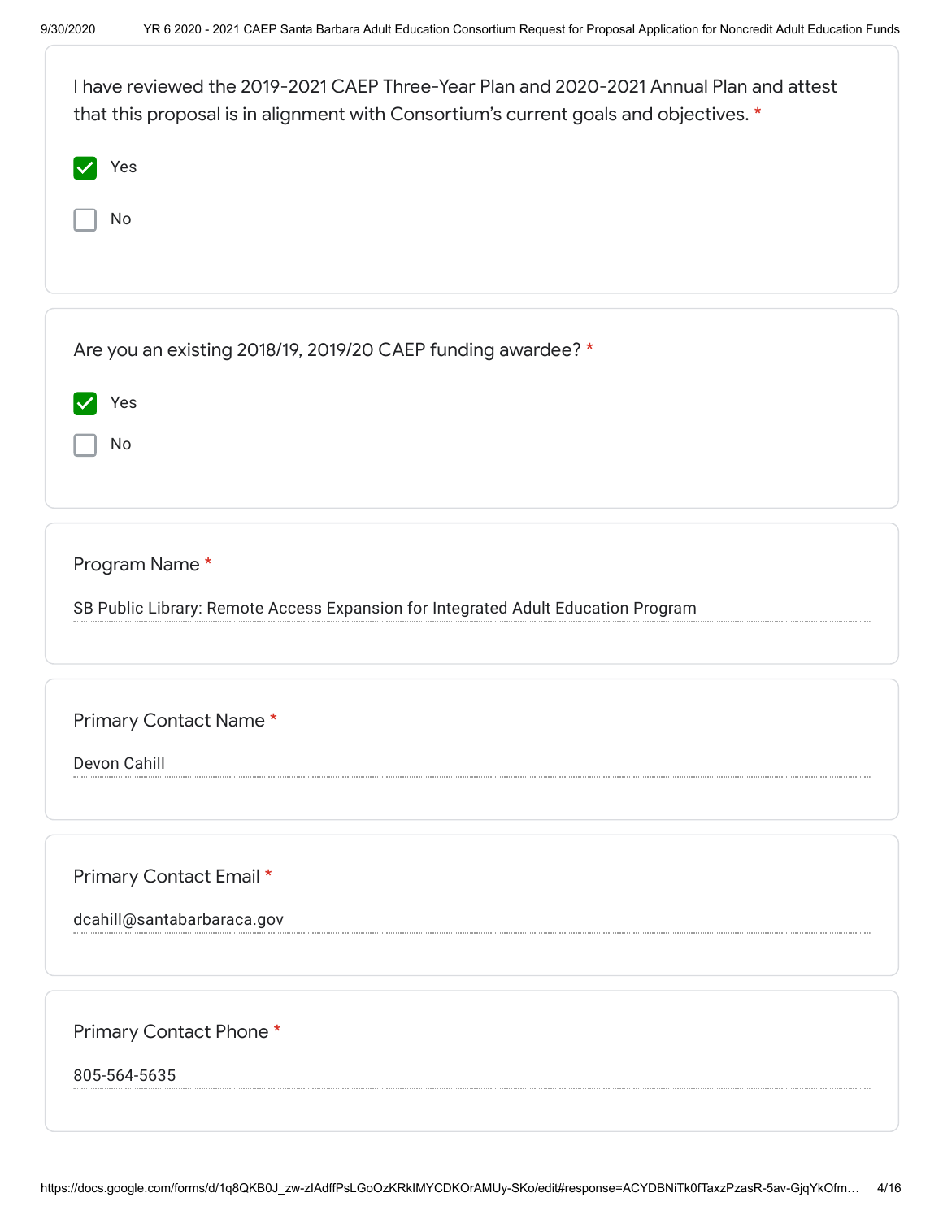I have reviewed the 2019-2021 CAEP Three-Year Plan and 2020-2021 Annual Plan and attest that this proposal is in alignment with Consortium's current goals and objectives. *

- [x] Yes
- [ ] No

Are you an existing 2018/19, 2019/20 CAEP funding awardee? *

- [x] Yes
- [ ] No

Program Name *

SB Public Library: Remote Access Expansion for Integrated Adult Education Program

Primary Contact Name *

Devon Cahill

Primary Contact Email *

dcahill@santabarbaraca.gov

Primary Contact Phone *

805-564-5635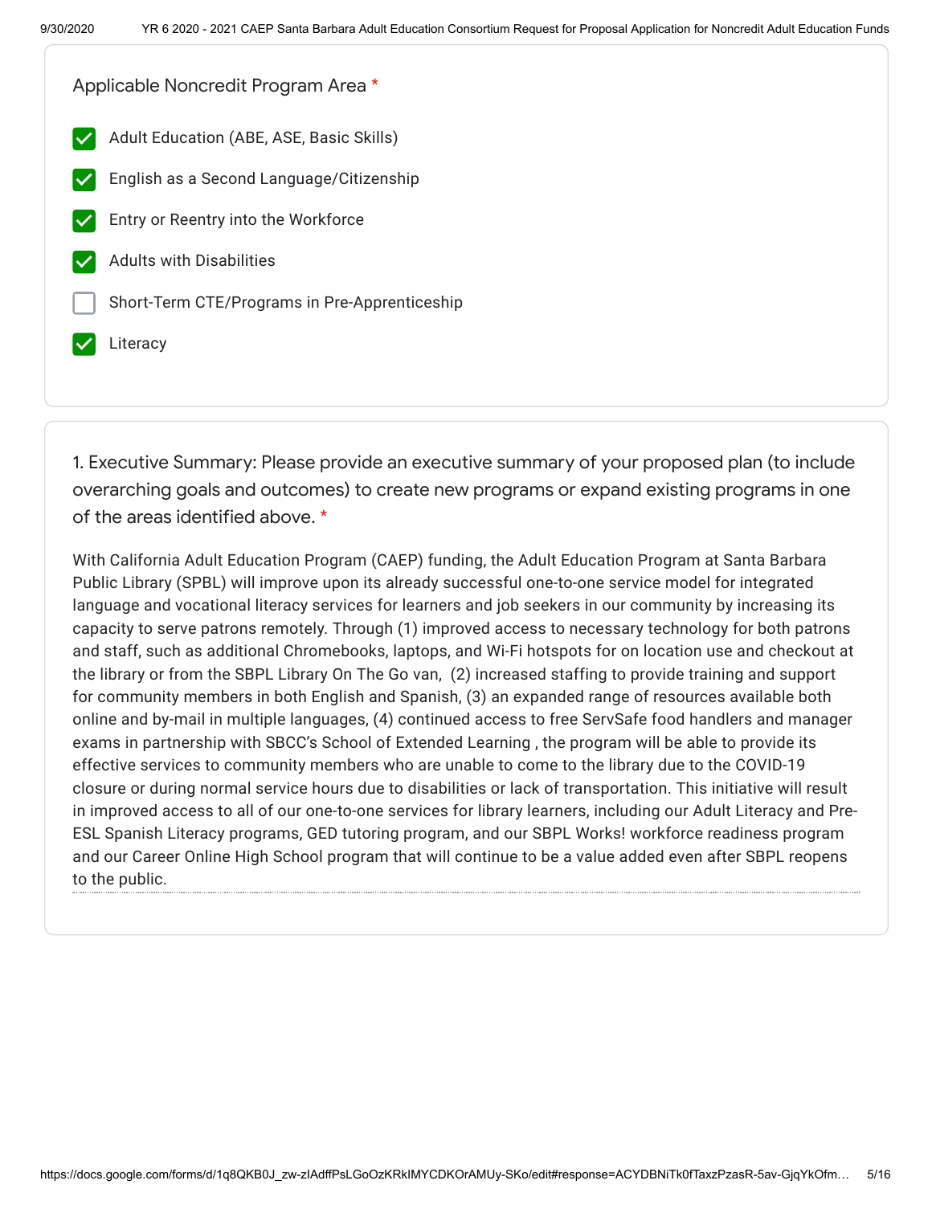Applicable Noncredit Program Area *

- [x] Adult Education (ABE, ASE, Basic Skills)
- [x] English as a Second Language/Citizenship
- [x] Entry or Reentry into the Workforce
- [x] Adults with Disabilities
- [ ] Short-Term CTE/Programs in Pre-Apprenticeship
- [x] Literacy

1. Executive Summary: Please provide an executive summary of your proposed plan (to include overarching goals and outcomes) to create new programs or expand existing programs in one of the areas identified above. *

With California Adult Education Program (CAEP) funding, the Adult Education Program at Santa Barbara Public Library (SPBL) will improve upon its already successful one-to-one service model for integrated language and vocational literacy services for learners and job seekers in our community by increasing its capacity to serve patrons remotely. Through (1) improved access to necessary technology for both patrons and staff, such as additional Chromebooks, laptops, and Wi-Fi hotspots for on location use and checkout at the library or from the SBPL Library On The Go van, (2) increased staffing to provide training and support for community members in both English and Spanish, (3) an expanded range of resources available both online and by-mail in multiple languages, (4) continued access to free ServSafe food handlers and manager exams in partnership with SBCC's School of Extended Learning , the program will be able to provide its effective services to community members who are unable to come to the library due to the COVID-19 closure or during normal service hours due to disabilities or lack of transportation. This initiative will result in improved access to all of our one-to-one services for library learners, including our Adult Literacy and Pre-ESL Spanish Literacy programs, GED tutoring program, and our SBPL Works! workforce readiness program and our Career Online High School program that will continue to be a value added even after SBPL reopens to the public.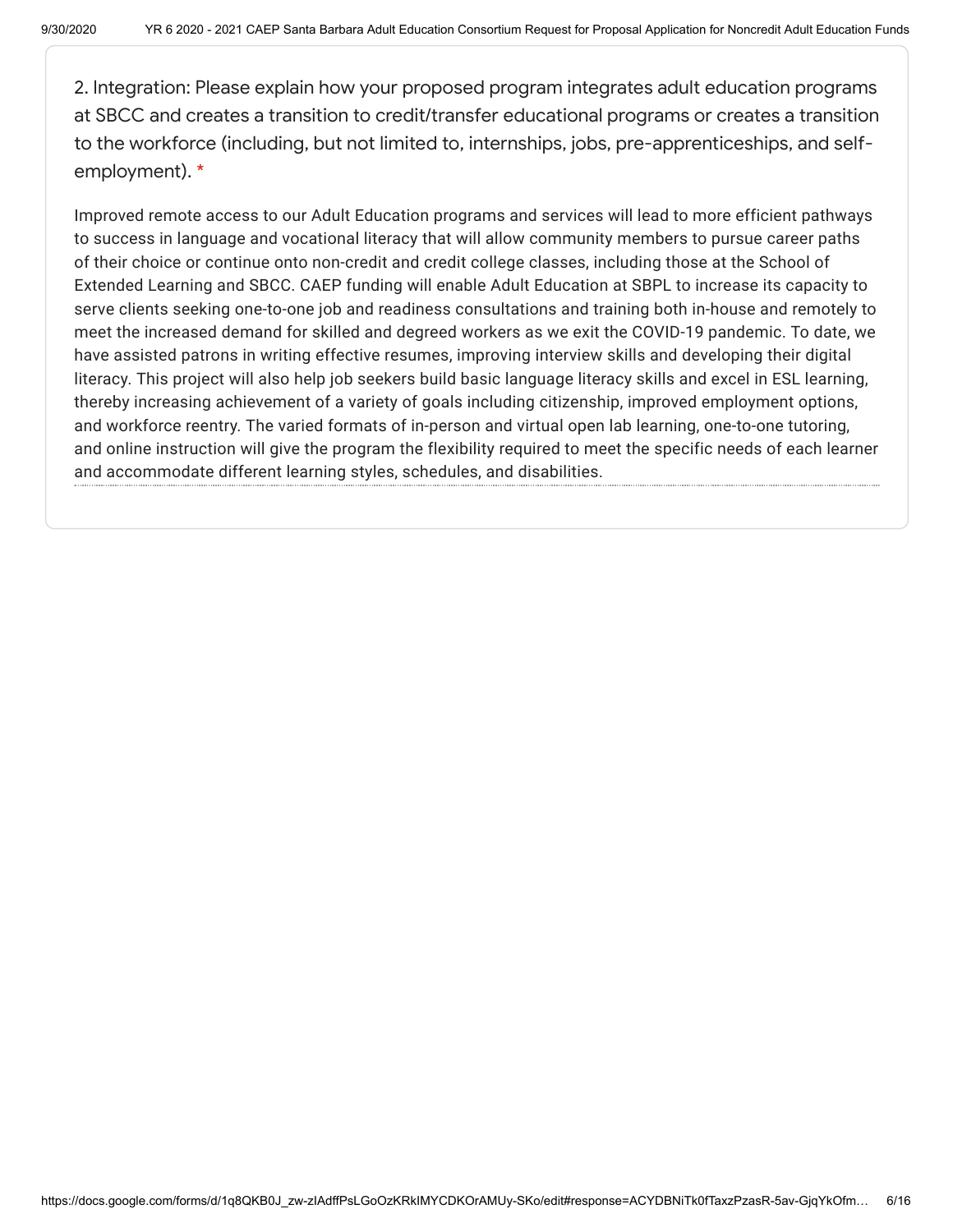2. Integration: Please explain how your proposed program integrates adult education programs at SBCC and creates a transition to credit/transfer educational programs or creates a transition to the workforce (including, but not limited to, internships, jobs, pre-apprenticeships, and self-employment). *

Improved remote access to our Adult Education programs and services will lead to more efficient pathways to success in language and vocational literacy that will allow community members to pursue career paths of their choice or continue onto non-credit and credit college classes, including those at the School of Extended Learning and SBCC. CAEP funding will enable Adult Education at SBPL to increase its capacity to serve clients seeking one-to-one job and readiness consultations and training both in-house and remotely to meet the increased demand for skilled and degreed workers as we exit the COVID-19 pandemic. To date, we have assisted patrons in writing effective resumes, improving interview skills and developing their digital literacy. This project will also help job seekers build basic language literacy skills and excel in ESL learning, thereby increasing achievement of a variety of goals including citizenship, improved employment options, and workforce reentry. The varied formats of in-person and virtual open lab learning, one-to-one tutoring, and online instruction will give the program the flexibility required to meet the specific needs of each learner and accommodate different learning styles, schedules, and disabilities.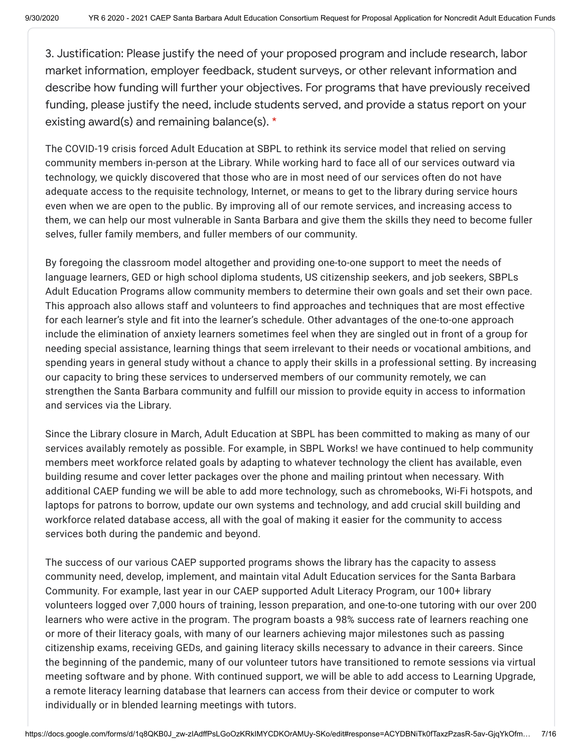3. Justification: Please justify the need of your proposed program and include research, labor market information, employer feedback, student surveys, or other relevant information and describe how funding will further your objectives. For programs that have previously received funding, please justify the need, include students served, and provide a status report on your existing award(s) and remaining balance(s). *

The COVID-19 crisis forced Adult Education at SBPL to rethink its service model that relied on serving community members in-person at the Library. While working hard to face all of our services outward via technology, we quickly discovered that those who are in most need of our services often do not have adequate access to the requisite technology, Internet, or means to get to the library during service hours even when we are open to the public. By improving all of our remote services, and increasing access to them, we can help our most vulnerable in Santa Barbara and give them the skills they need to become fuller selves, fuller family members, and fuller members of our community.

By foregoing the classroom model altogether and providing one-to-one support to meet the needs of language learners, GED or high school diploma students, US citizenship seekers, and job seekers, SBPLs Adult Education Programs allow community members to determine their own goals and set their own pace. This approach also allows staff and volunteers to find approaches and techniques that are most effective for each learner's style and fit into the learner's schedule. Other advantages of the one-to-one approach include the elimination of anxiety learners sometimes feel when they are singled out in front of a group for needing special assistance, learning things that seem irrelevant to their needs or vocational ambitions, and spending years in general study without a chance to apply their skills in a professional setting. By increasing our capacity to bring these services to underserved members of our community remotely, we can strengthen the Santa Barbara community and fulfill our mission to provide equity in access to information and services via the Library.

Since the Library closure in March, Adult Education at SBPL has been committed to making as many of our services availably remotely as possible. For example, in SBPL Works! we have continued to help community members meet workforce related goals by adapting to whatever technology the client has available, even building resume and cover letter packages over the phone and mailing printout when necessary. With additional CAEP funding we will be able to add more technology, such as chromebooks, Wi-Fi hotspots, and laptops for patrons to borrow, update our own systems and technology, and add crucial skill building and workforce related database access, all with the goal of making it easier for the community to access services both during the pandemic and beyond.

The success of our various CAEP supported programs shows the library has the capacity to assess community need, develop, implement, and maintain vital Adult Education services for the Santa Barbara Community. For example, last year in our CAEP supported Adult Literacy Program, our 100+ library volunteers logged over 7,000 hours of training, lesson preparation, and one-to-one tutoring with our over 200 learners who were active in the program. The program boasts a 98% success rate of learners reaching one or more of their literacy goals, with many of our learners achieving major milestones such as passing citizenship exams, receiving GEDs, and gaining literacy skills necessary to advance in their careers. Since the beginning of the pandemic, many of our volunteer tutors have transitioned to remote sessions via virtual meeting software and by phone. With continued support, we will be able to add access to Learning Upgrade, a remote literacy learning database that learners can access from their device or computer to work individually or in blended learning meetings with tutors.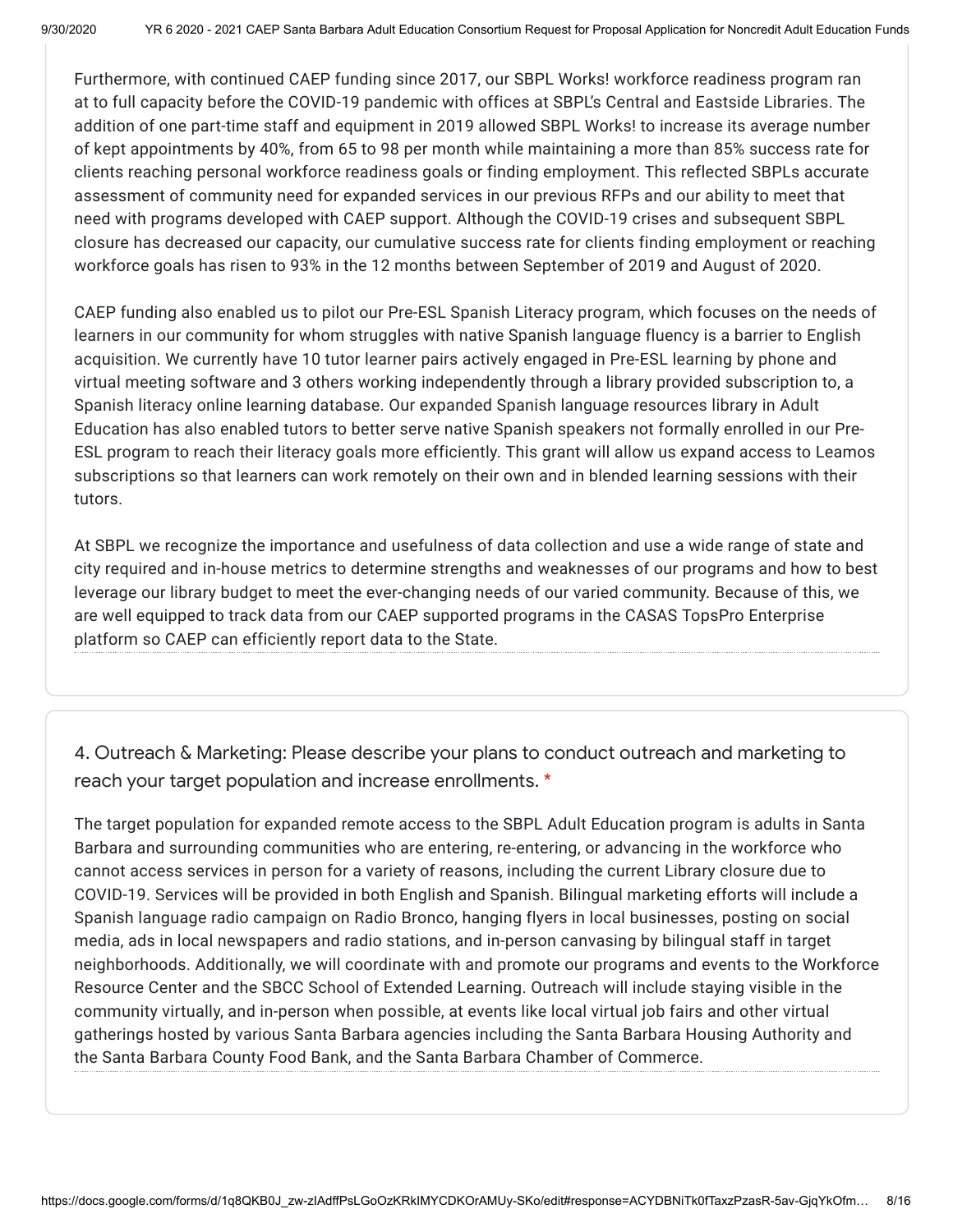Furthermore, with continued CAEP funding since 2017, our SBPL Works! workforce readiness program ran at to full capacity before the COVID-19 pandemic with offices at SBPL's Central and Eastside Libraries. The addition of one part-time staff and equipment in 2019 allowed SBPL Works! to increase its average number of kept appointments by 40%, from 65 to 98 per month while maintaining a more than 85% success rate for clients reaching personal workforce readiness goals or finding employment. This reflected SBPLs accurate assessment of community need for expanded services in our previous RFPs and our ability to meet that need with programs developed with CAEP support. Although the COVID-19 crises and subsequent SBPL closure has decreased our capacity, our cumulative success rate for clients finding employment or reaching workforce goals has risen to 93% in the 12 months between September of 2019 and August of 2020.

CAEP funding also enabled us to pilot our Pre-ESL Spanish Literacy program, which focuses on the needs of learners in our community for whom struggles with native Spanish language fluency is a barrier to English acquisition. We currently have 10 tutor learner pairs actively engaged in Pre-ESL learning by phone and virtual meeting software and 3 others working independently through a library provided subscription to, a Spanish literacy online learning database. Our expanded Spanish language resources library in Adult Education has also enabled tutors to better serve native Spanish speakers not formally enrolled in our Pre-ESL program to reach their literacy goals more efficiently. This grant will allow us expand access to Leamos subscriptions so that learners can work remotely on their own and in blended learning sessions with their tutors.

At SBPL we recognize the importance and usefulness of data collection and use a wide range of state and city required and in-house metrics to determine strengths and weaknesses of our programs and how to best leverage our library budget to meet the ever-changing needs of our varied community. Because of this, we are well equipped to track data from our CAEP supported programs in the CASAS TopsPro Enterprise platform so CAEP can efficiently report data to the State.

### 4. Outreach & Marketing: Please describe your plans to conduct outreach and marketing to reach your target population and increase enrollments. *

The target population for expanded remote access to the SBPL Adult Education program is adults in Santa Barbara and surrounding communities who are entering, re-entering, or advancing in the workforce who cannot access services in person for a variety of reasons, including the current Library closure due to COVID-19. Services will be provided in both English and Spanish. Bilingual marketing efforts will include a Spanish language radio campaign on Radio Bronco, hanging flyers in local businesses, posting on social media, ads in local newspapers and radio stations, and in-person canvasing by bilingual staff in target neighborhoods. Additionally, we will coordinate with and promote our programs and events to the Workforce Resource Center and the SBCC School of Extended Learning. Outreach will include staying visible in the community virtually, and in-person when possible, at events like local virtual job fairs and other virtual gatherings hosted by various Santa Barbara agencies including the Santa Barbara Housing Authority and the Santa Barbara County Food Bank, and the Santa Barbara Chamber of Commerce.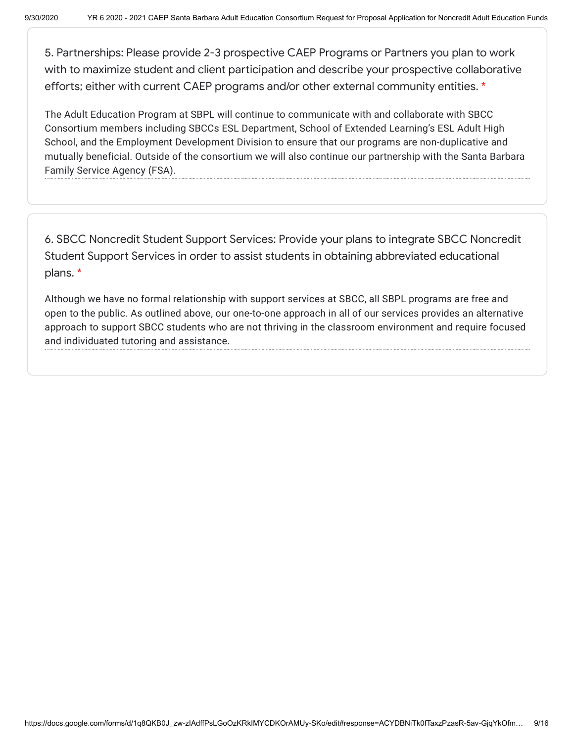5. Partnerships: Please provide 2-3 prospective CAEP Programs or Partners you plan to work with to maximize student and client participation and describe your prospective collaborative efforts; either with current CAEP programs and/or other external community entities. *

The Adult Education Program at SBPL will continue to communicate with and collaborate with SBCC Consortium members including SBCCs ESL Department, School of Extended Learning's ESL Adult High School, and the Employment Development Division to ensure that our programs are non-duplicative and mutually beneficial. Outside of the consortium we will also continue our partnership with the Santa Barbara Family Service Agency (FSA).

6. SBCC Noncredit Student Support Services: Provide your plans to integrate SBCC Noncredit Student Support Services in order to assist students in obtaining abbreviated educational plans. *

Although we have no formal relationship with support services at SBCC, all SBPL programs are free and open to the public. As outlined above, our one-to-one approach in all of our services provides an alternative approach to support SBCC students who are not thriving in the classroom environment and require focused and individuated tutoring and assistance.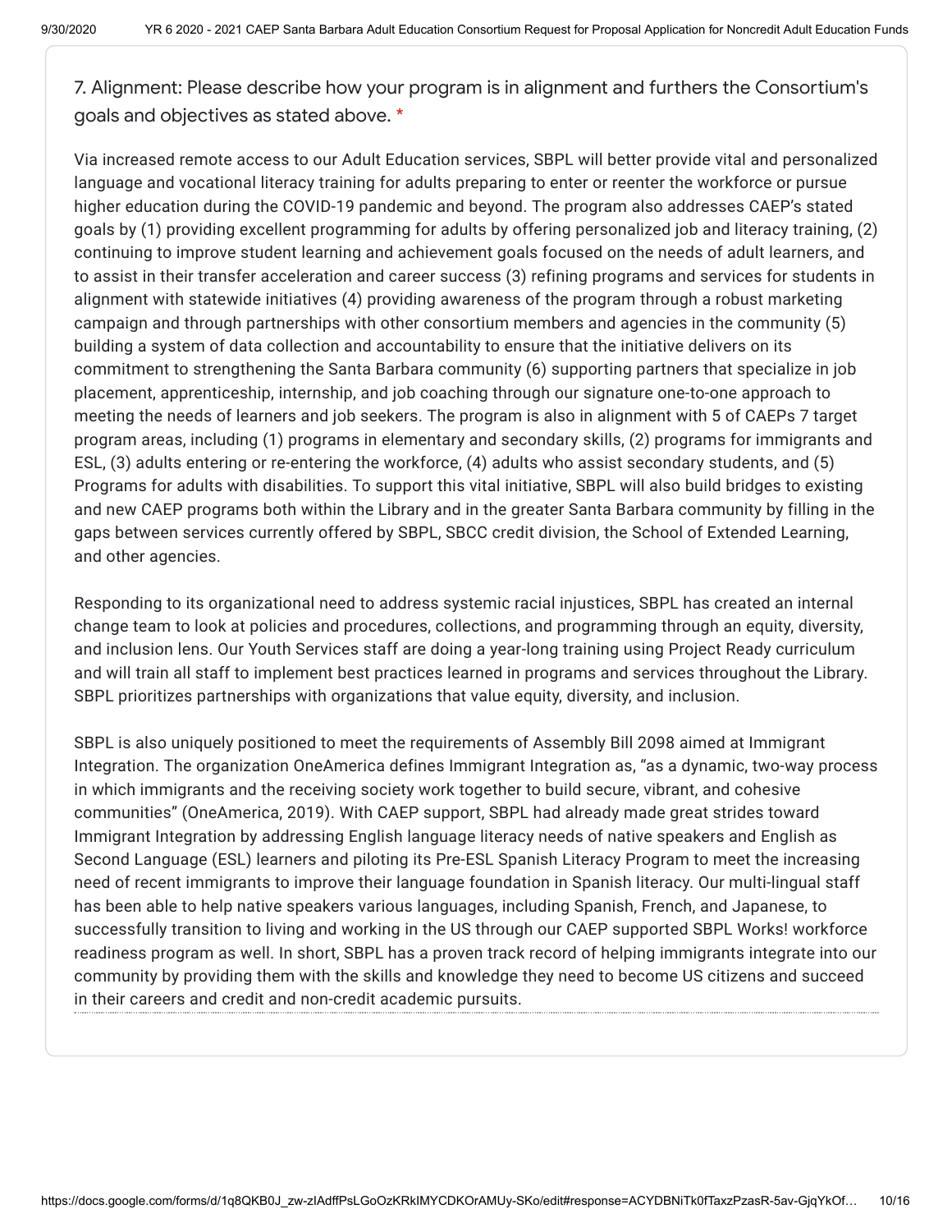7. Alignment: Please describe how your program is in alignment and furthers the Consortium's goals and objectives as stated above. *

Via increased remote access to our Adult Education services, SBPL will better provide vital and personalized language and vocational literacy training for adults preparing to enter or reenter the workforce or pursue higher education during the COVID-19 pandemic and beyond. The program also addresses CAEP's stated goals by (1) providing excellent programming for adults by offering personalized job and literacy training, (2) continuing to improve student learning and achievement goals focused on the needs of adult learners, and to assist in their transfer acceleration and career success (3) refining programs and services for students in alignment with statewide initiatives (4) providing awareness of the program through a robust marketing campaign and through partnerships with other consortium members and agencies in the community (5) building a system of data collection and accountability to ensure that the initiative delivers on its commitment to strengthening the Santa Barbara community (6) supporting partners that specialize in job placement, apprenticeship, internship, and job coaching through our signature one-to-one approach to meeting the needs of learners and job seekers. The program is also in alignment with 5 of CAEPs 7 target program areas, including (1) programs in elementary and secondary skills, (2) programs for immigrants and ESL, (3) adults entering or re-entering the workforce, (4) adults who assist secondary students, and (5) Programs for adults with disabilities. To support this vital initiative, SBPL will also build bridges to existing and new CAEP programs both within the Library and in the greater Santa Barbara community by filling in the gaps between services currently offered by SBPL, SBCC credit division, the School of Extended Learning, and other agencies.

Responding to its organizational need to address systemic racial injustices, SBPL has created an internal change team to look at policies and procedures, collections, and programming through an equity, diversity, and inclusion lens. Our Youth Services staff are doing a year-long training using Project Ready curriculum and will train all staff to implement best practices learned in programs and services throughout the Library. SBPL prioritizes partnerships with organizations that value equity, diversity, and inclusion.

SBPL is also uniquely positioned to meet the requirements of Assembly Bill 2098 aimed at Immigrant Integration. The organization OneAmerica defines Immigrant Integration as, "as a dynamic, two-way process in which immigrants and the receiving society work together to build secure, vibrant, and cohesive communities" (OneAmerica, 2019). With CAEP support, SBPL had already made great strides toward Immigrant Integration by addressing English language literacy needs of native speakers and English as Second Language (ESL) learners and piloting its Pre-ESL Spanish Literacy Program to meet the increasing need of recent immigrants to improve their language foundation in Spanish literacy. Our multi-lingual staff has been able to help native speakers various languages, including Spanish, French, and Japanese, to successfully transition to living and working in the US through our CAEP supported SBPL Works! workforce readiness program as well. In short, SBPL has a proven track record of helping immigrants integrate into our community by providing them with the skills and knowledge they need to become US citizens and succeed in their careers and credit and non-credit academic pursuits.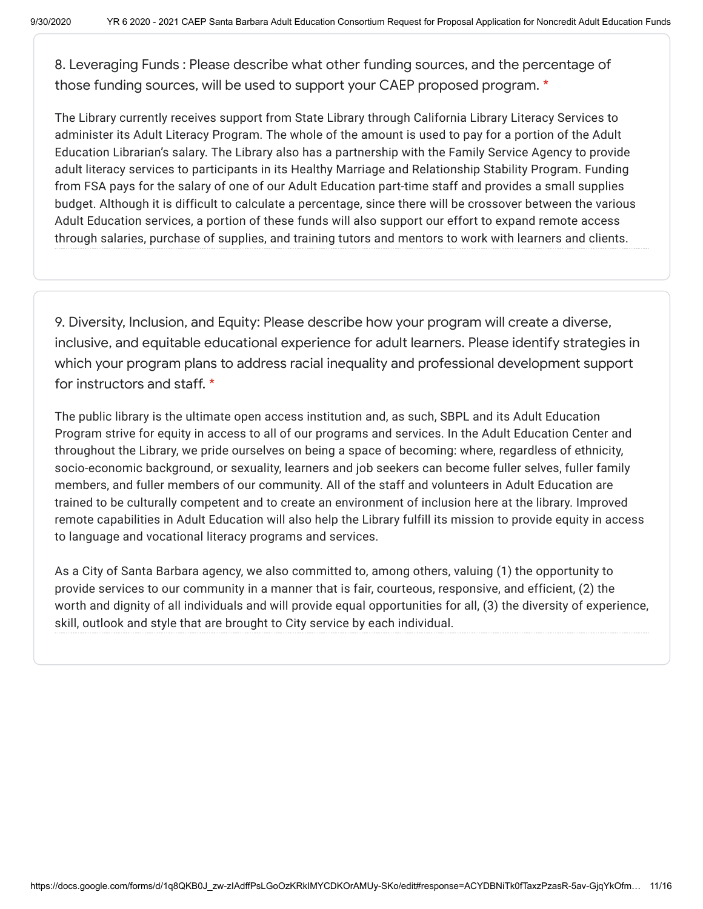8. Leveraging Funds : Please describe what other funding sources, and the percentage of those funding sources, will be used to support your CAEP proposed program. *

The Library currently receives support from State Library through California Library Literacy Services to administer its Adult Literacy Program. The whole of the amount is used to pay for a portion of the Adult Education Librarian's salary. The Library also has a partnership with the Family Service Agency to provide adult literacy services to participants in its Healthy Marriage and Relationship Stability Program. Funding from FSA pays for the salary of one of our Adult Education part-time staff and provides a small supplies budget. Although it is difficult to calculate a percentage, since there will be crossover between the various Adult Education services, a portion of these funds will also support our effort to expand remote access through salaries, purchase of supplies, and training tutors and mentors to work with learners and clients.

9. Diversity, Inclusion, and Equity: Please describe how your program will create a diverse, inclusive, and equitable educational experience for adult learners. Please identify strategies in which your program plans to address racial inequality and professional development support for instructors and staff. *

The public library is the ultimate open access institution and, as such, SBPL and its Adult Education Program strive for equity in access to all of our programs and services. In the Adult Education Center and throughout the Library, we pride ourselves on being a space of becoming: where, regardless of ethnicity, socio-economic background, or sexuality, learners and job seekers can become fuller selves, fuller family members, and fuller members of our community. All of the staff and volunteers in Adult Education are trained to be culturally competent and to create an environment of inclusion here at the library. Improved remote capabilities in Adult Education will also help the Library fulfill its mission to provide equity in access to language and vocational literacy programs and services.

As a City of Santa Barbara agency, we also committed to, among others, valuing (1) the opportunity to provide services to our community in a manner that is fair, courteous, responsive, and efficient, (2) the worth and dignity of all individuals and will provide equal opportunities for all, (3) the diversity of experience, skill, outlook and style that are brought to City service by each individual.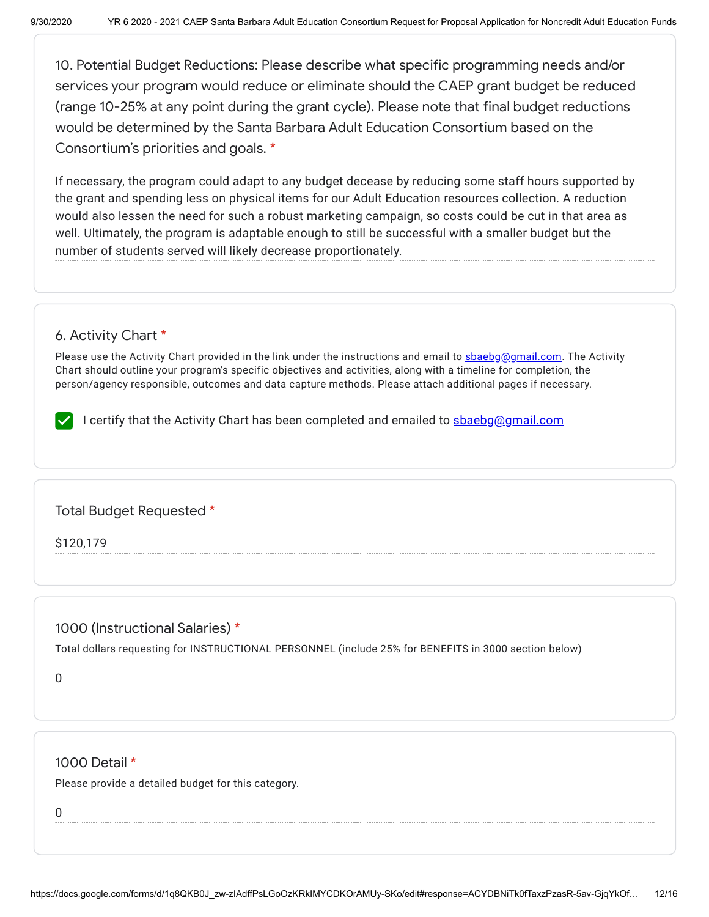10. Potential Budget Reductions: Please describe what specific programming needs and/or services your program would reduce or eliminate should the CAEP grant budget be reduced (range 10-25% at any point during the grant cycle). Please note that final budget reductions would be determined by the Santa Barbara Adult Education Consortium based on the Consortium's priorities and goals. *

If necessary, the program could adapt to any budget decease by reducing some staff hours supported by the grant and spending less on physical items for our Adult Education resources collection. A reduction would also lessen the need for such a robust marketing campaign, so costs could be cut in that area as well. Ultimately, the program is adaptable enough to still be successful with a smaller budget but the number of students served will likely decrease proportionately.

6. Activity Chart *

Please use the Activity Chart provided in the link under the instructions and email to sbaebg@gmail.com. The Activity Chart should outline your program's specific objectives and activities, along with a timeline for completion, the person/agency responsible, outcomes and data capture methods. Please attach additional pages if necessary.

- [x] I certify that the Activity Chart has been completed and emailed to sbaebg@gmail.com

Total Budget Requested *

$120,179

1000 (Instructional Salaries) *

Total dollars requesting for INSTRUCTIONAL PERSONNEL (include 25% for BENEFITS in 3000 section below)

0

1000 Detail *

Please provide a detailed budget for this category.

0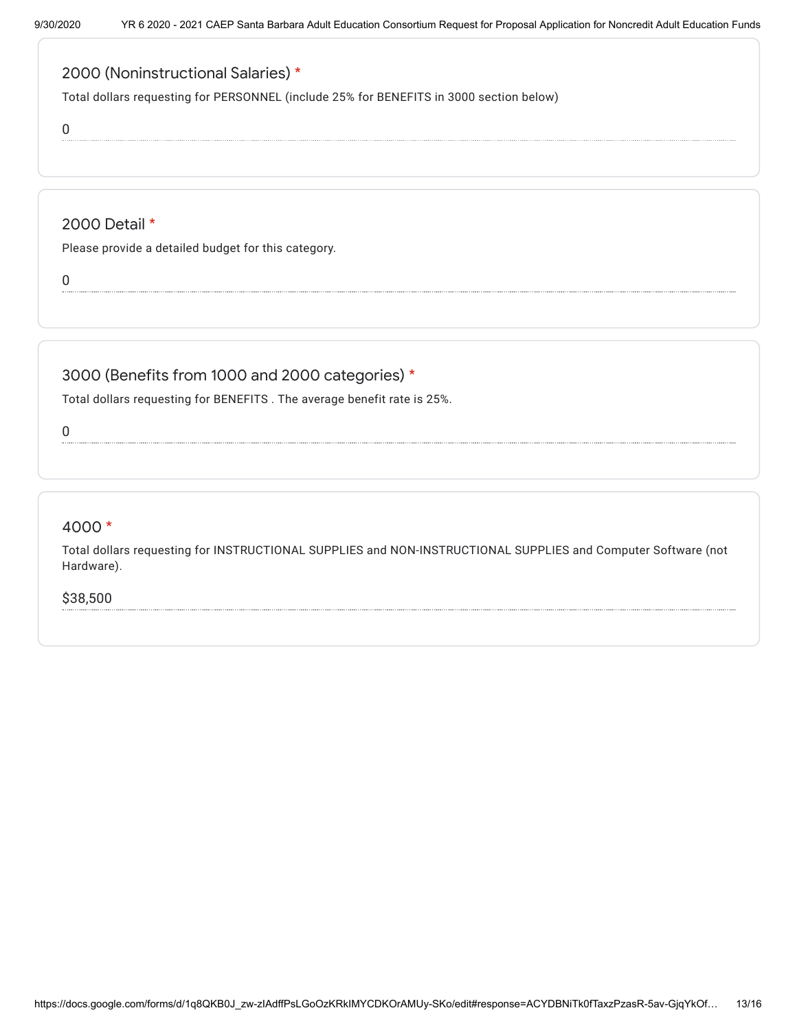## 2000 (Noninstructional Salaries) *

Total dollars requesting for PERSONNEL (include 25% for BENEFITS in 3000 section below)

0

## 2000 Detail *

Please provide a detailed budget for this category.

0

## 3000 (Benefits from 1000 and 2000 categories) *

Total dollars requesting for BENEFITS . The average benefit rate is 25%.

0

## 4000 *

Total dollars requesting for INSTRUCTIONAL SUPPLIES and NON-INSTRUCTIONAL SUPPLIES and Computer Software (not Hardware).

$38,500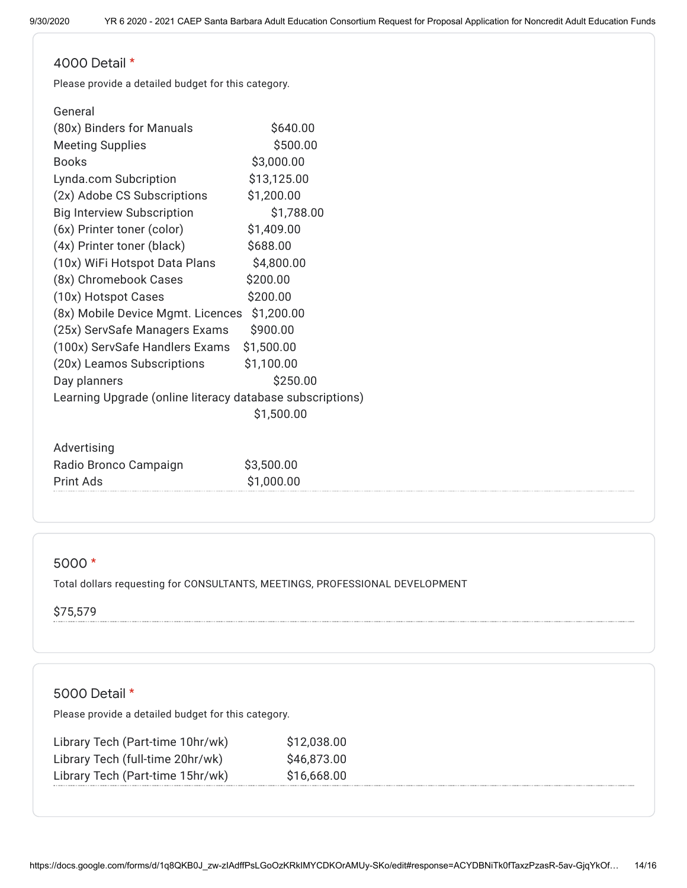## 4000 Detail *

Please provide a detailed budget for this category.

General

| Item | Amount |
| --- | --- |
| (80x) Binders for Manuals | $640.00 |
| Meeting Supplies | $500.00 |
| Books | $3,000.00 |
| Lynda.com Subcription | $13,125.00 |
| (2x) Adobe CS Subscriptions | $1,200.00 |
| Big Interview Subscription | $1,788.00 |
| (6x) Printer toner (color) | $1,409.00 |
| (4x) Printer toner (black) | $688.00 |
| (10x) WiFi Hotspot Data Plans | $4,800.00 |
| (8x) Chromebook Cases | $200.00 |
| (10x) Hotspot Cases | $200.00 |
| (8x) Mobile Device Mgmt. Licences | $1,200.00 |
| (25x) ServSafe Managers Exams | $900.00 |
| (100x) ServSafe Handlers Exams | $1,500.00 |
| (20x) Leamos Subscriptions | $1,100.00 |
| Day planners | $250.00 |
| Learning Upgrade (online literacy database subscriptions) | $1,500.00 |

Advertising

| Item | Amount |
| --- | --- |
| Radio Bronco Campaign | $3,500.00 |
| Print Ads | $1,000.00 |

## 5000 *

Total dollars requesting for CONSULTANTS, MEETINGS, PROFESSIONAL DEVELOPMENT

$75,579

## 5000 Detail *

Please provide a detailed budget for this category.

| Item | Amount |
| --- | --- |
| Library Tech (Part-time 10hr/wk) | $12,038.00 |
| Library Tech (full-time 20hr/wk) | $46,873.00 |
| Library Tech (Part-time 15hr/wk) | $16,668.00 |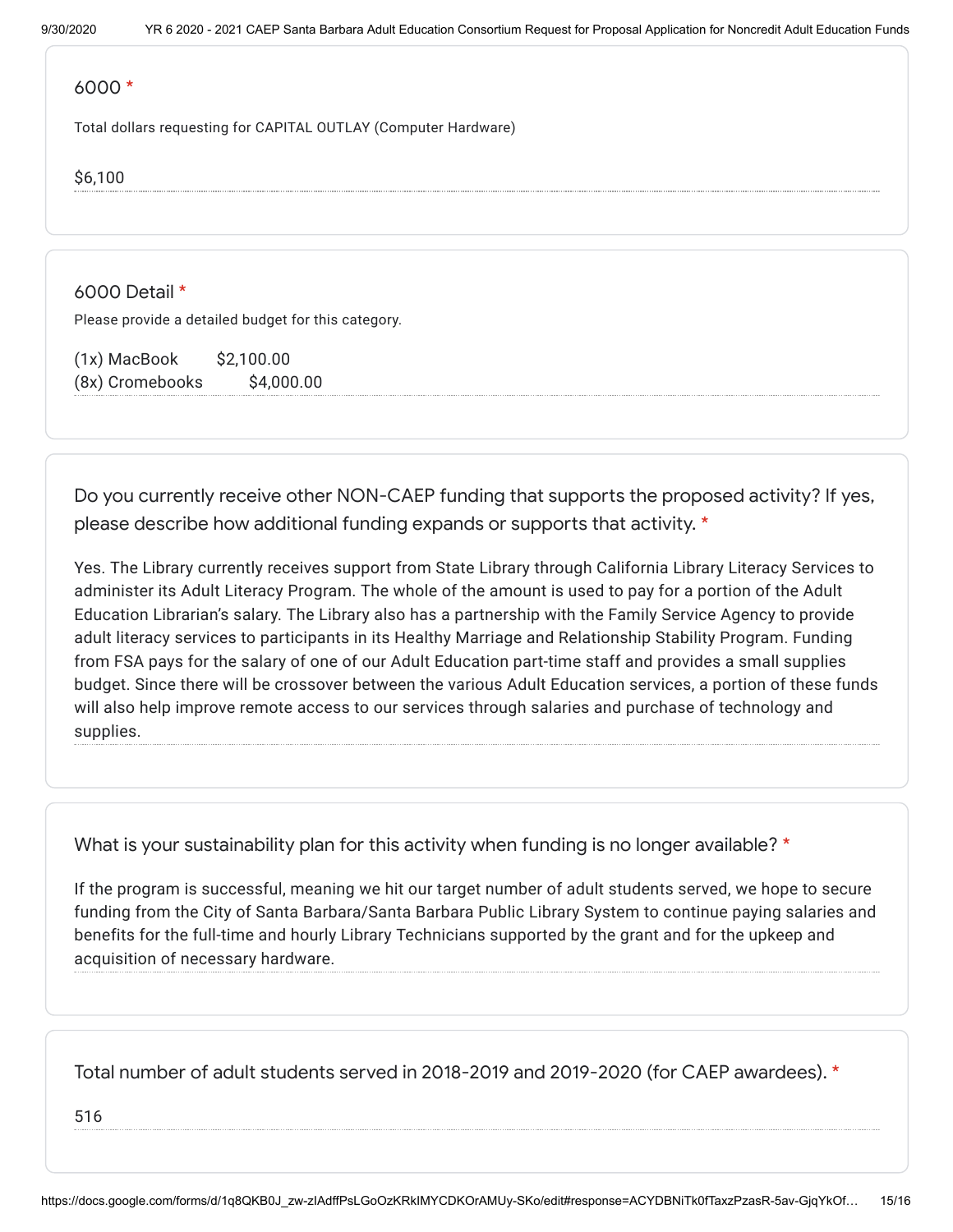6000 *

Total dollars requesting for CAPITAL OUTLAY (Computer Hardware)

$6,100

6000 Detail *

Please provide a detailed budget for this category.

(1x) MacBook $2,100.00
(8x) Cromebooks $4,000.00

Do you currently receive other NON-CAEP funding that supports the proposed activity? If yes, please describe how additional funding expands or supports that activity. *

Yes. The Library currently receives support from State Library through California Library Literacy Services to administer its Adult Literacy Program. The whole of the amount is used to pay for a portion of the Adult Education Librarian's salary. The Library also has a partnership with the Family Service Agency to provide adult literacy services to participants in its Healthy Marriage and Relationship Stability Program. Funding from FSA pays for the salary of one of our Adult Education part-time staff and provides a small supplies budget. Since there will be crossover between the various Adult Education services, a portion of these funds will also help improve remote access to our services through salaries and purchase of technology and supplies.

What is your sustainability plan for this activity when funding is no longer available? *

If the program is successful, meaning we hit our target number of adult students served, we hope to secure funding from the City of Santa Barbara/Santa Barbara Public Library System to continue paying salaries and benefits for the full-time and hourly Library Technicians supported by the grant and for the upkeep and acquisition of necessary hardware.

Total number of adult students served in 2018-2019 and 2019-2020 (for CAEP awardees). *

516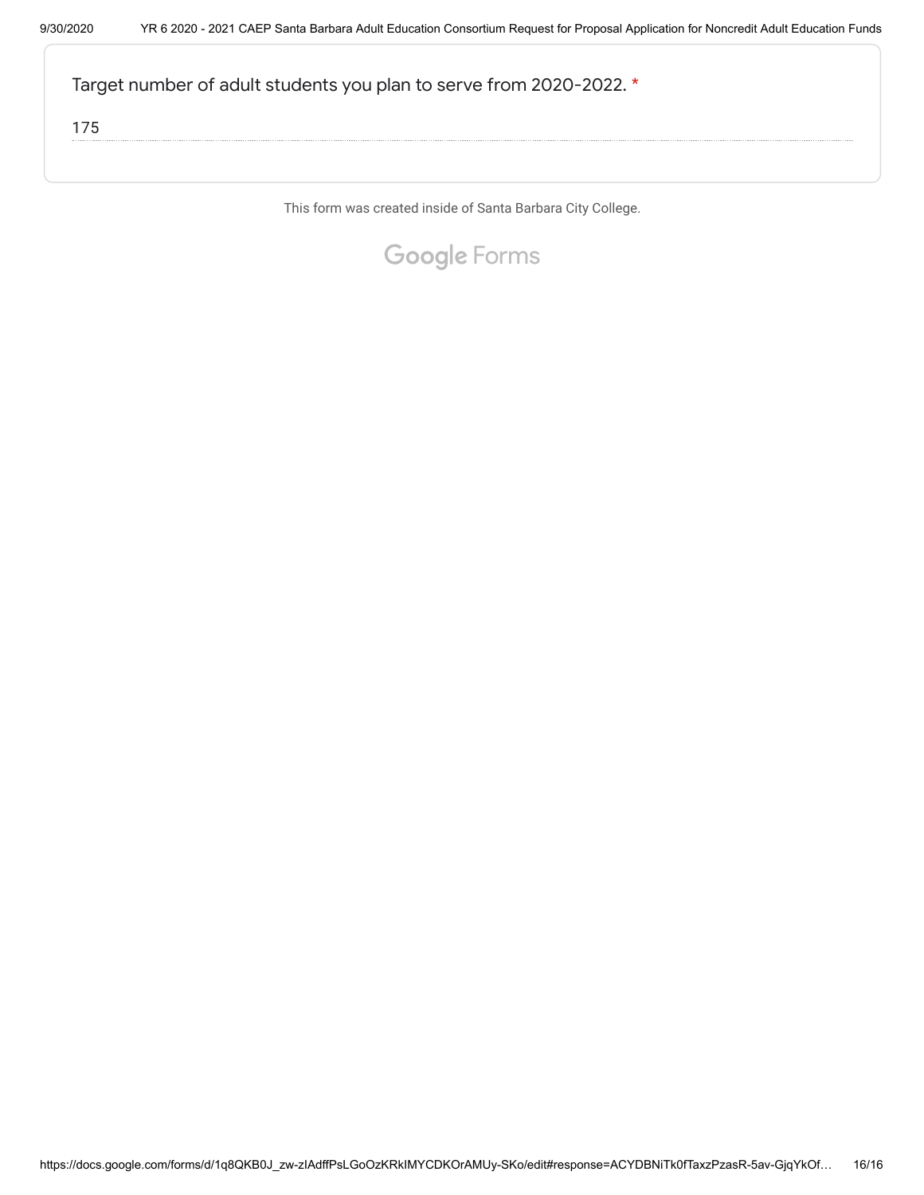Target number of adult students you plan to serve from 2020-2022. *

175

This form was created inside of Santa Barbara City College.

Google Forms